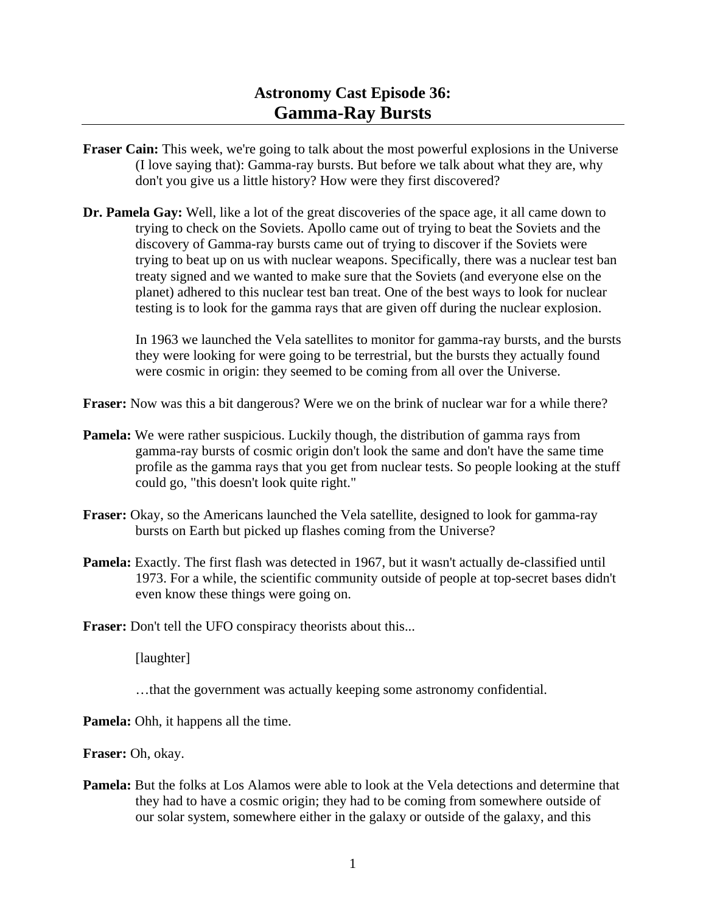# Astronomy Cast Episode 36:
## Gamma-Ray Bursts

---

**Fraser Cain:** This week, we're going to talk about the most powerful explosions in the Universe (I love saying that): Gamma-ray bursts. But before we talk about what they are, why don't you give us a little history? How were they first discovered?

**Dr. Pamela Gay:** Well, like a lot of the great discoveries of the space age, it all came down to trying to check on the Soviets. Apollo came out of trying to beat the Soviets and the discovery of Gamma-ray bursts came out of trying to discover if the Soviets were trying to beat up on us with nuclear weapons. Specifically, there was a nuclear test ban treaty signed and we wanted to make sure that the Soviets (and everyone else on the planet) adhered to this nuclear test ban treat. One of the best ways to look for nuclear testing is to look for the gamma rays that are given off during the nuclear explosion.

In 1963 we launched the Vela satellites to monitor for gamma-ray bursts, and the bursts they were looking for were going to be terrestrial, but the bursts they actually found were cosmic in origin: they seemed to be coming from all over the Universe.

**Fraser:** Now was this a bit dangerous? Were we on the brink of nuclear war for a while there?

**Pamela:** We were rather suspicious. Luckily though, the distribution of gamma rays from gamma-ray bursts of cosmic origin don't look the same and don't have the same time profile as the gamma rays that you get from nuclear tests. So people looking at the stuff could go, "this doesn't look quite right."

**Fraser:** Okay, so the Americans launched the Vela satellite, designed to look for gamma-ray bursts on Earth but picked up flashes coming from the Universe?

**Pamela:** Exactly. The first flash was detected in 1967, but it wasn't actually de-classified until 1973. For a while, the scientific community outside of people at top-secret bases didn't even know these things were going on.

**Fraser:** Don't tell the UFO conspiracy theorists about this...

[laughter]

…that the government was actually keeping some astronomy confidential.

**Pamela:** Ohh, it happens all the time.

**Fraser:** Oh, okay.

**Pamela:** But the folks at Los Alamos were able to look at the Vela detections and determine that they had to have a cosmic origin; they had to be coming from somewhere outside of our solar system, somewhere either in the galaxy or outside of the galaxy, and this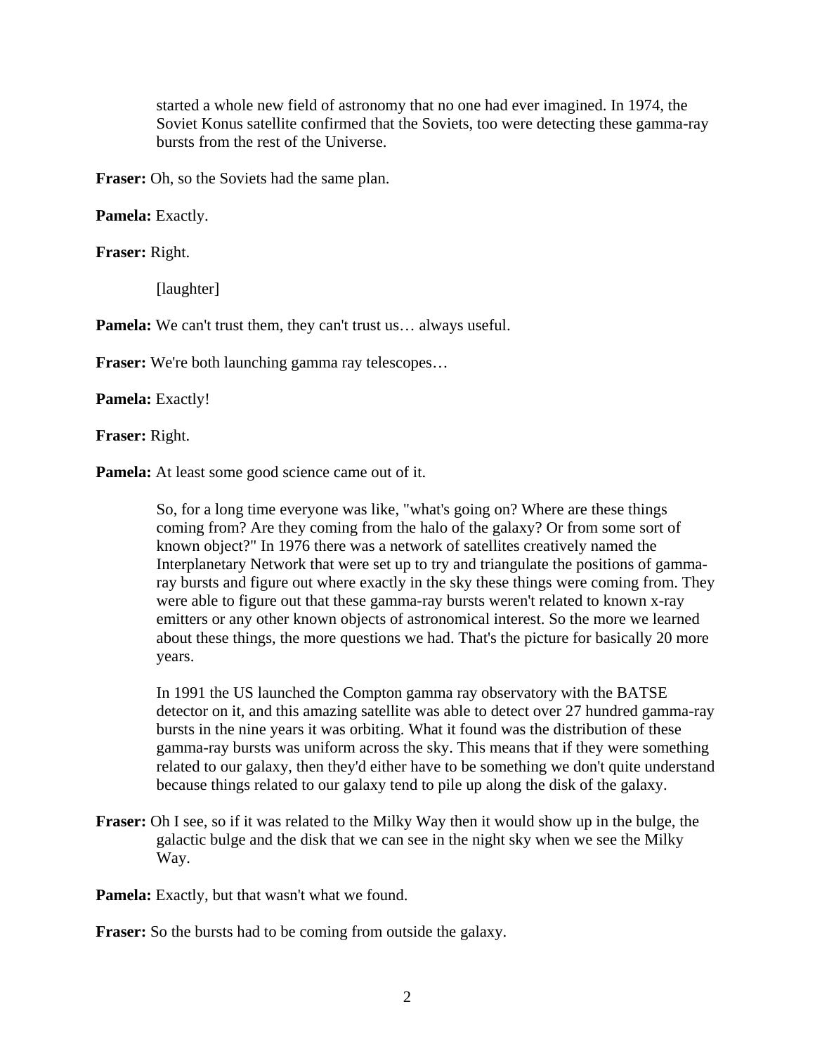started a whole new field of astronomy that no one had ever imagined. In 1974, the Soviet Konus satellite confirmed that the Soviets, too were detecting these gamma-ray bursts from the rest of the Universe.

**Fraser:** Oh, so the Soviets had the same plan.

**Pamela:** Exactly.

**Fraser:** Right.

[laughter]

**Pamela:** We can't trust them, they can't trust us… always useful.

**Fraser:** We're both launching gamma ray telescopes…

**Pamela:** Exactly!

**Fraser:** Right.

**Pamela:** At least some good science came out of it.

So, for a long time everyone was like, "what's going on? Where are these things coming from? Are they coming from the halo of the galaxy? Or from some sort of known object?" In 1976 there was a network of satellites creatively named the Interplanetary Network that were set up to try and triangulate the positions of gamma-ray bursts and figure out where exactly in the sky these things were coming from. They were able to figure out that these gamma-ray bursts weren't related to known x-ray emitters or any other known objects of astronomical interest. So the more we learned about these things, the more questions we had. That's the picture for basically 20 more years.

In 1991 the US launched the Compton gamma ray observatory with the BATSE detector on it, and this amazing satellite was able to detect over 27 hundred gamma-ray bursts in the nine years it was orbiting. What it found was the distribution of these gamma-ray bursts was uniform across the sky. This means that if they were something related to our galaxy, then they'd either have to be something we don't quite understand because things related to our galaxy tend to pile up along the disk of the galaxy.

**Fraser:** Oh I see, so if it was related to the Milky Way then it would show up in the bulge, the galactic bulge and the disk that we can see in the night sky when we see the Milky Way.

**Pamela:** Exactly, but that wasn't what we found.

**Fraser:** So the bursts had to be coming from outside the galaxy.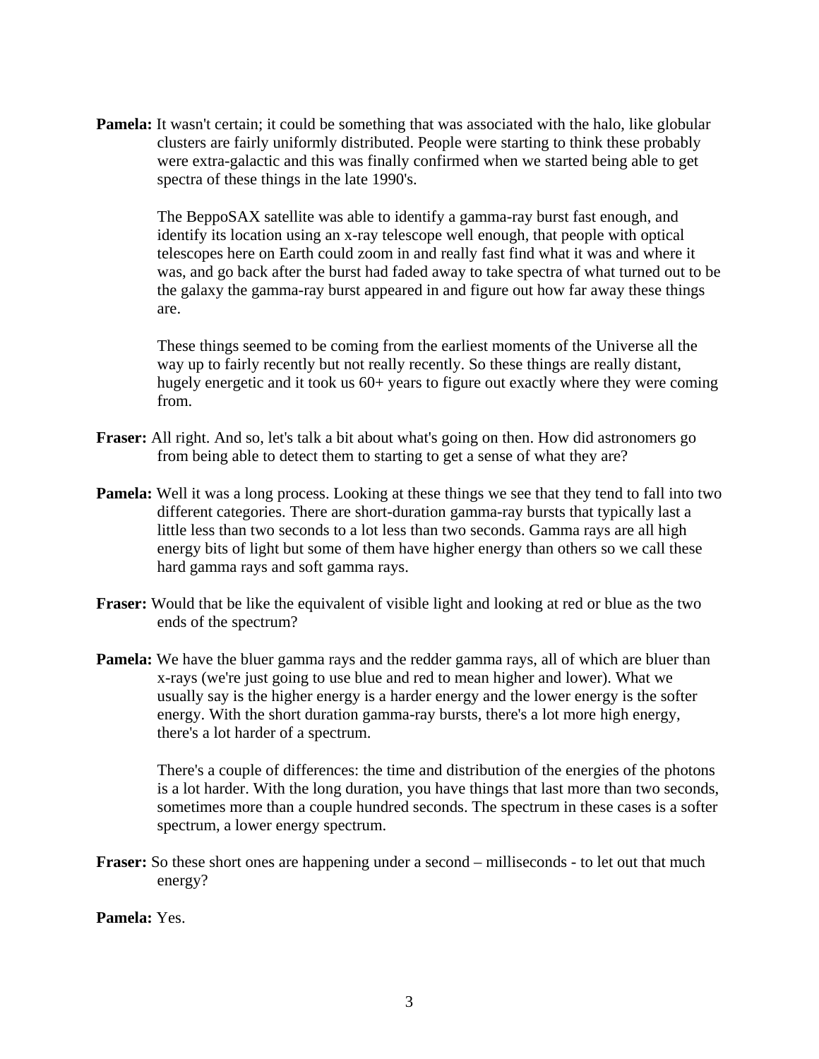**Pamela:** It wasn't certain; it could be something that was associated with the halo, like globular clusters are fairly uniformly distributed. People were starting to think these probably were extra-galactic and this was finally confirmed when we started being able to get spectra of these things in the late 1990's.

The BeppoSAX satellite was able to identify a gamma-ray burst fast enough, and identify its location using an x-ray telescope well enough, that people with optical telescopes here on Earth could zoom in and really fast find what it was and where it was, and go back after the burst had faded away to take spectra of what turned out to be the galaxy the gamma-ray burst appeared in and figure out how far away these things are.

These things seemed to be coming from the earliest moments of the Universe all the way up to fairly recently but not really recently. So these things are really distant, hugely energetic and it took us 60+ years to figure out exactly where they were coming from.

**Fraser:** All right. And so, let's talk a bit about what's going on then. How did astronomers go from being able to detect them to starting to get a sense of what they are?

**Pamela:** Well it was a long process. Looking at these things we see that they tend to fall into two different categories. There are short-duration gamma-ray bursts that typically last a little less than two seconds to a lot less than two seconds. Gamma rays are all high energy bits of light but some of them have higher energy than others so we call these hard gamma rays and soft gamma rays.

**Fraser:** Would that be like the equivalent of visible light and looking at red or blue as the two ends of the spectrum?

**Pamela:** We have the bluer gamma rays and the redder gamma rays, all of which are bluer than x-rays (we're just going to use blue and red to mean higher and lower). What we usually say is the higher energy is a harder energy and the lower energy is the softer energy. With the short duration gamma-ray bursts, there's a lot more high energy, there's a lot harder of a spectrum.

There's a couple of differences: the time and distribution of the energies of the photons is a lot harder. With the long duration, you have things that last more than two seconds, sometimes more than a couple hundred seconds. The spectrum in these cases is a softer spectrum, a lower energy spectrum.

**Fraser:** So these short ones are happening under a second – milliseconds - to let out that much energy?

**Pamela:** Yes.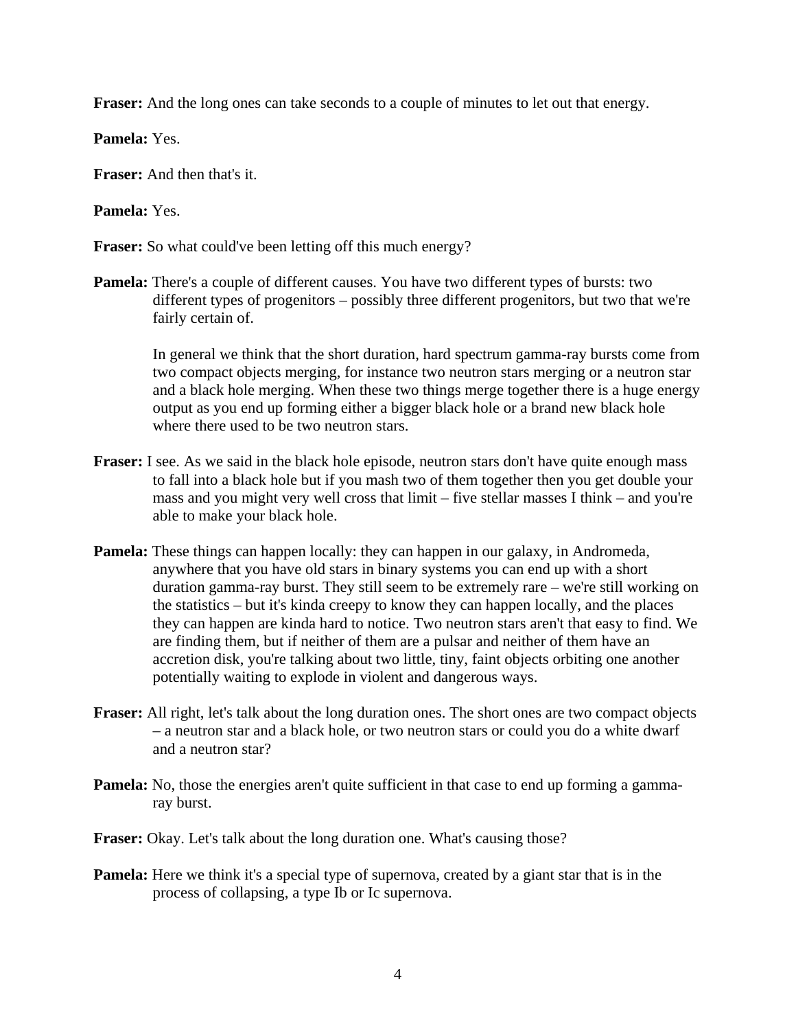**Fraser:** And the long ones can take seconds to a couple of minutes to let out that energy.

**Pamela:** Yes.

**Fraser:** And then that's it.

**Pamela:** Yes.

**Fraser:** So what could've been letting off this much energy?

**Pamela:** There's a couple of different causes. You have two different types of bursts: two different types of progenitors – possibly three different progenitors, but two that we're fairly certain of.

In general we think that the short duration, hard spectrum gamma-ray bursts come from two compact objects merging, for instance two neutron stars merging or a neutron star and a black hole merging. When these two things merge together there is a huge energy output as you end up forming either a bigger black hole or a brand new black hole where there used to be two neutron stars.

**Fraser:** I see. As we said in the black hole episode, neutron stars don't have quite enough mass to fall into a black hole but if you mash two of them together then you get double your mass and you might very well cross that limit – five stellar masses I think – and you're able to make your black hole.

**Pamela:** These things can happen locally: they can happen in our galaxy, in Andromeda, anywhere that you have old stars in binary systems you can end up with a short duration gamma-ray burst. They still seem to be extremely rare – we're still working on the statistics – but it's kinda creepy to know they can happen locally, and the places they can happen are kinda hard to notice. Two neutron stars aren't that easy to find. We are finding them, but if neither of them are a pulsar and neither of them have an accretion disk, you're talking about two little, tiny, faint objects orbiting one another potentially waiting to explode in violent and dangerous ways.

**Fraser:** All right, let's talk about the long duration ones. The short ones are two compact objects – a neutron star and a black hole, or two neutron stars or could you do a white dwarf and a neutron star?

**Pamela:** No, those the energies aren't quite sufficient in that case to end up forming a gamma-ray burst.

**Fraser:** Okay. Let's talk about the long duration one. What's causing those?

**Pamela:** Here we think it's a special type of supernova, created by a giant star that is in the process of collapsing, a type Ib or Ic supernova.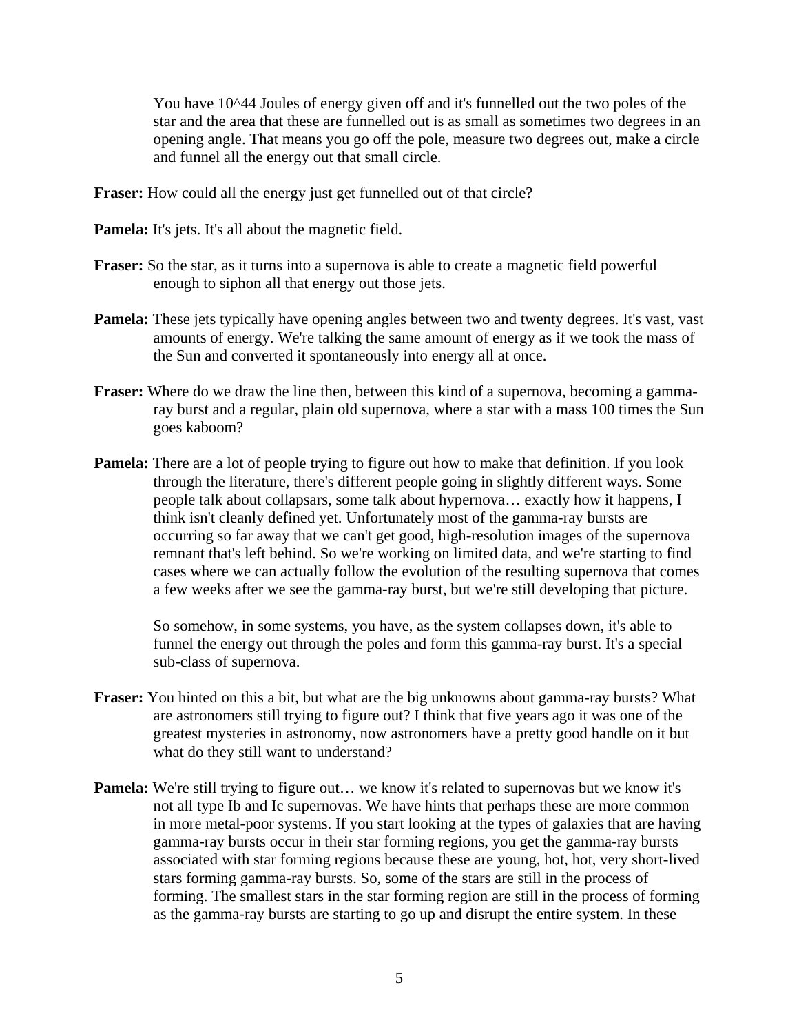You have $10^{44}$ Joules of energy given off and it's funnelled out the two poles of the star and the area that these are funnelled out is as small as sometimes two degrees in an opening angle. That means you go off the pole, measure two degrees out, make a circle and funnel all the energy out that small circle.

**Fraser:** How could all the energy just get funnelled out of that circle?

**Pamela:** It's jets. It's all about the magnetic field.

**Fraser:** So the star, as it turns into a supernova is able to create a magnetic field powerful enough to siphon all that energy out those jets.

**Pamela:** These jets typically have opening angles between two and twenty degrees. It's vast, vast amounts of energy. We're talking the same amount of energy as if we took the mass of the Sun and converted it spontaneously into energy all at once.

**Fraser:** Where do we draw the line then, between this kind of a supernova, becoming a gamma-ray burst and a regular, plain old supernova, where a star with a mass 100 times the Sun goes kaboom?

**Pamela:** There are a lot of people trying to figure out how to make that definition. If you look through the literature, there's different people going in slightly different ways. Some people talk about collapsars, some talk about hypernova… exactly how it happens, I think isn't cleanly defined yet. Unfortunately most of the gamma-ray bursts are occurring so far away that we can't get good, high-resolution images of the supernova remnant that's left behind. So we're working on limited data, and we're starting to find cases where we can actually follow the evolution of the resulting supernova that comes a few weeks after we see the gamma-ray burst, but we're still developing that picture.

So somehow, in some systems, you have, as the system collapses down, it's able to funnel the energy out through the poles and form this gamma-ray burst. It's a special sub-class of supernova.

**Fraser:** You hinted on this a bit, but what are the big unknowns about gamma-ray bursts? What are astronomers still trying to figure out? I think that five years ago it was one of the greatest mysteries in astronomy, now astronomers have a pretty good handle on it but what do they still want to understand?

**Pamela:** We're still trying to figure out… we know it's related to supernovas but we know it's not all type Ib and Ic supernovas. We have hints that perhaps these are more common in more metal-poor systems. If you start looking at the types of galaxies that are having gamma-ray bursts occur in their star forming regions, you get the gamma-ray bursts associated with star forming regions because these are young, hot, hot, very short-lived stars forming gamma-ray bursts. So, some of the stars are still in the process of forming. The smallest stars in the star forming region are still in the process of forming as the gamma-ray bursts are starting to go up and disrupt the entire system. In these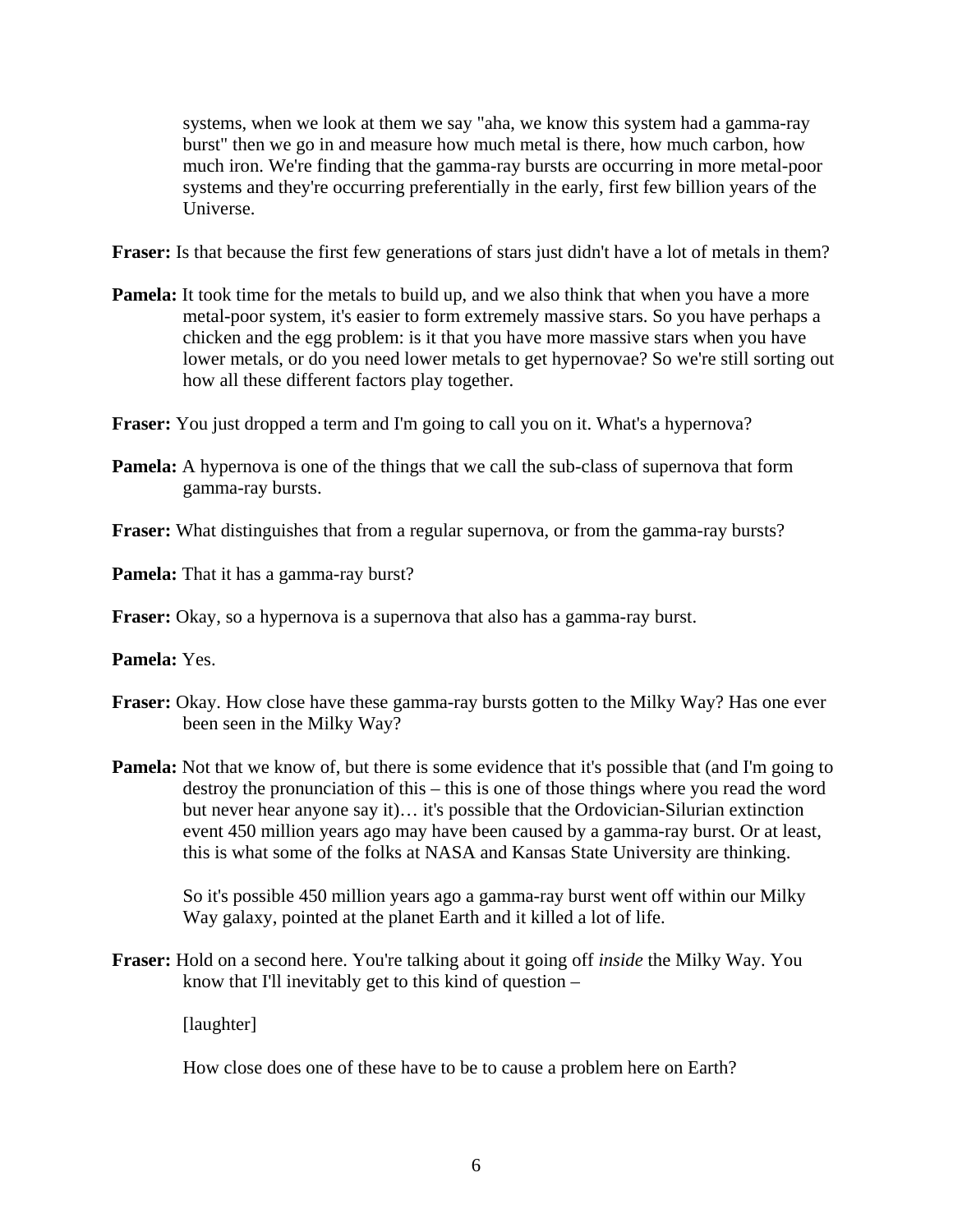systems, when we look at them we say "aha, we know this system had a gamma-ray burst" then we go in and measure how much metal is there, how much carbon, how much iron. We're finding that the gamma-ray bursts are occurring in more metal-poor systems and they're occurring preferentially in the early, first few billion years of the Universe.

**Fraser:** Is that because the first few generations of stars just didn't have a lot of metals in them?

**Pamela:** It took time for the metals to build up, and we also think that when you have a more metal-poor system, it's easier to form extremely massive stars. So you have perhaps a chicken and the egg problem: is it that you have more massive stars when you have lower metals, or do you need lower metals to get hypernovae? So we're still sorting out how all these different factors play together.

**Fraser:** You just dropped a term and I'm going to call you on it. What's a hypernova?

**Pamela:** A hypernova is one of the things that we call the sub-class of supernova that form gamma-ray bursts.

**Fraser:** What distinguishes that from a regular supernova, or from the gamma-ray bursts?

**Pamela:** That it has a gamma-ray burst?

**Fraser:** Okay, so a hypernova is a supernova that also has a gamma-ray burst.

**Pamela:** Yes.

**Fraser:** Okay. How close have these gamma-ray bursts gotten to the Milky Way? Has one ever been seen in the Milky Way?

**Pamela:** Not that we know of, but there is some evidence that it's possible that (and I'm going to destroy the pronunciation of this – this is one of those things where you read the word but never hear anyone say it)… it's possible that the Ordovician-Silurian extinction event 450 million years ago may have been caused by a gamma-ray burst. Or at least, this is what some of the folks at NASA and Kansas State University are thinking.

So it's possible 450 million years ago a gamma-ray burst went off within our Milky Way galaxy, pointed at the planet Earth and it killed a lot of life.

**Fraser:** Hold on a second here. You're talking about it going off *inside* the Milky Way. You know that I'll inevitably get to this kind of question –

[laughter]

How close does one of these have to be to cause a problem here on Earth?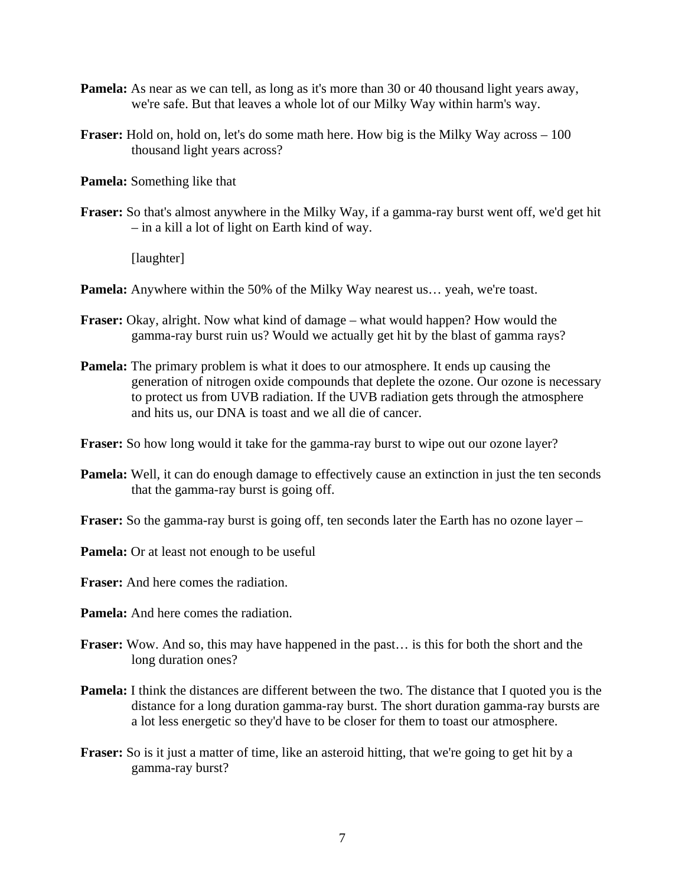**Pamela:** As near as we can tell, as long as it's more than 30 or 40 thousand light years away, we're safe. But that leaves a whole lot of our Milky Way within harm's way.

**Fraser:** Hold on, hold on, let's do some math here. How big is the Milky Way across – 100 thousand light years across?

**Pamela:** Something like that

**Fraser:** So that's almost anywhere in the Milky Way, if a gamma-ray burst went off, we'd get hit – in a kill a lot of light on Earth kind of way.

[laughter]

**Pamela:** Anywhere within the 50% of the Milky Way nearest us… yeah, we're toast.

**Fraser:** Okay, alright. Now what kind of damage – what would happen? How would the gamma-ray burst ruin us? Would we actually get hit by the blast of gamma rays?

**Pamela:** The primary problem is what it does to our atmosphere. It ends up causing the generation of nitrogen oxide compounds that deplete the ozone. Our ozone is necessary to protect us from UVB radiation. If the UVB radiation gets through the atmosphere and hits us, our DNA is toast and we all die of cancer.

**Fraser:** So how long would it take for the gamma-ray burst to wipe out our ozone layer?

**Pamela:** Well, it can do enough damage to effectively cause an extinction in just the ten seconds that the gamma-ray burst is going off.

**Fraser:** So the gamma-ray burst is going off, ten seconds later the Earth has no ozone layer –

**Pamela:** Or at least not enough to be useful

**Fraser:** And here comes the radiation.

**Pamela:** And here comes the radiation.

**Fraser:** Wow. And so, this may have happened in the past… is this for both the short and the long duration ones?

**Pamela:** I think the distances are different between the two. The distance that I quoted you is the distance for a long duration gamma-ray burst. The short duration gamma-ray bursts are a lot less energetic so they'd have to be closer for them to toast our atmosphere.

**Fraser:** So is it just a matter of time, like an asteroid hitting, that we're going to get hit by a gamma-ray burst?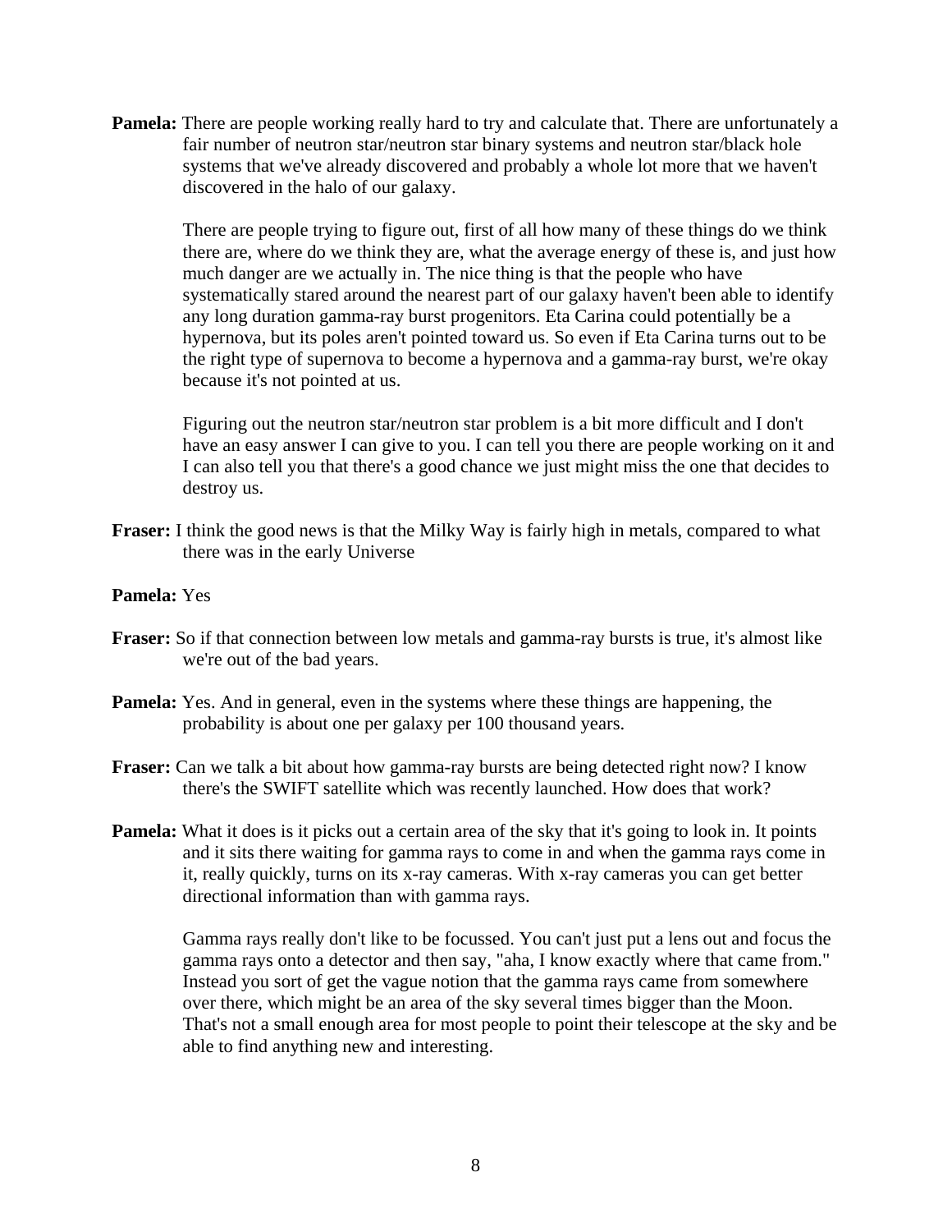**Pamela:** There are people working really hard to try and calculate that. There are unfortunately a fair number of neutron star/neutron star binary systems and neutron star/black hole systems that we've already discovered and probably a whole lot more that we haven't discovered in the halo of our galaxy.

There are people trying to figure out, first of all how many of these things do we think there are, where do we think they are, what the average energy of these is, and just how much danger are we actually in. The nice thing is that the people who have systematically stared around the nearest part of our galaxy haven't been able to identify any long duration gamma-ray burst progenitors. Eta Carina could potentially be a hypernova, but its poles aren't pointed toward us. So even if Eta Carina turns out to be the right type of supernova to become a hypernova and a gamma-ray burst, we're okay because it's not pointed at us.

Figuring out the neutron star/neutron star problem is a bit more difficult and I don't have an easy answer I can give to you. I can tell you there are people working on it and I can also tell you that there's a good chance we just might miss the one that decides to destroy us.

**Fraser:** I think the good news is that the Milky Way is fairly high in metals, compared to what there was in the early Universe

**Pamela:** Yes

**Fraser:** So if that connection between low metals and gamma-ray bursts is true, it's almost like we're out of the bad years.

**Pamela:** Yes. And in general, even in the systems where these things are happening, the probability is about one per galaxy per 100 thousand years.

**Fraser:** Can we talk a bit about how gamma-ray bursts are being detected right now? I know there's the SWIFT satellite which was recently launched. How does that work?

**Pamela:** What it does is it picks out a certain area of the sky that it's going to look in. It points and it sits there waiting for gamma rays to come in and when the gamma rays come in it, really quickly, turns on its x-ray cameras. With x-ray cameras you can get better directional information than with gamma rays.

Gamma rays really don't like to be focussed. You can't just put a lens out and focus the gamma rays onto a detector and then say, "aha, I know exactly where that came from." Instead you sort of get the vague notion that the gamma rays came from somewhere over there, which might be an area of the sky several times bigger than the Moon. That's not a small enough area for most people to point their telescope at the sky and be able to find anything new and interesting.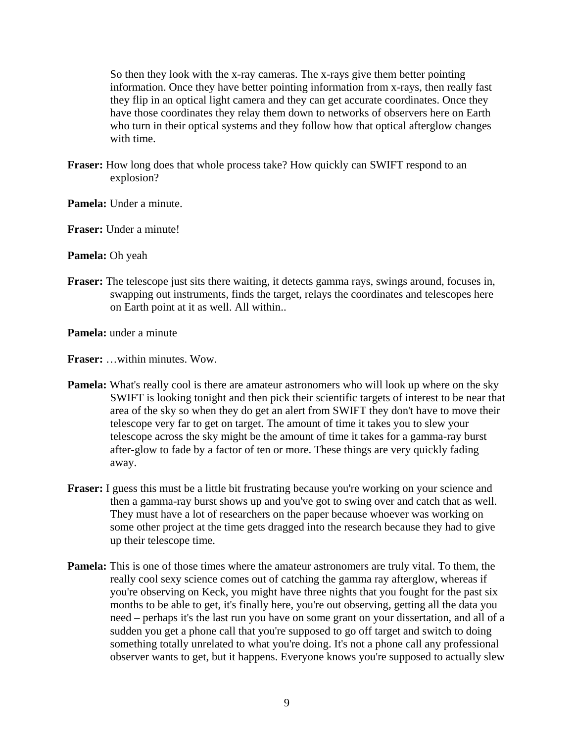So then they look with the x-ray cameras. The x-rays give them better pointing information. Once they have better pointing information from x-rays, then really fast they flip in an optical light camera and they can get accurate coordinates. Once they have those coordinates they relay them down to networks of observers here on Earth who turn in their optical systems and they follow how that optical afterglow changes with time.

**Fraser:** How long does that whole process take? How quickly can SWIFT respond to an explosion?

**Pamela:** Under a minute.

**Fraser:** Under a minute!

**Pamela:** Oh yeah

**Fraser:** The telescope just sits there waiting, it detects gamma rays, swings around, focuses in, swapping out instruments, finds the target, relays the coordinates and telescopes here on Earth point at it as well. All within..

**Pamela:** under a minute

**Fraser:** …within minutes. Wow.

**Pamela:** What's really cool is there are amateur astronomers who will look up where on the sky SWIFT is looking tonight and then pick their scientific targets of interest to be near that area of the sky so when they do get an alert from SWIFT they don't have to move their telescope very far to get on target. The amount of time it takes you to slew your telescope across the sky might be the amount of time it takes for a gamma-ray burst after-glow to fade by a factor of ten or more. These things are very quickly fading away.

**Fraser:** I guess this must be a little bit frustrating because you're working on your science and then a gamma-ray burst shows up and you've got to swing over and catch that as well. They must have a lot of researchers on the paper because whoever was working on some other project at the time gets dragged into the research because they had to give up their telescope time.

**Pamela:** This is one of those times where the amateur astronomers are truly vital. To them, the really cool sexy science comes out of catching the gamma ray afterglow, whereas if you're observing on Keck, you might have three nights that you fought for the past six months to be able to get, it's finally here, you're out observing, getting all the data you need – perhaps it's the last run you have on some grant on your dissertation, and all of a sudden you get a phone call that you're supposed to go off target and switch to doing something totally unrelated to what you're doing. It's not a phone call any professional observer wants to get, but it happens. Everyone knows you're supposed to actually slew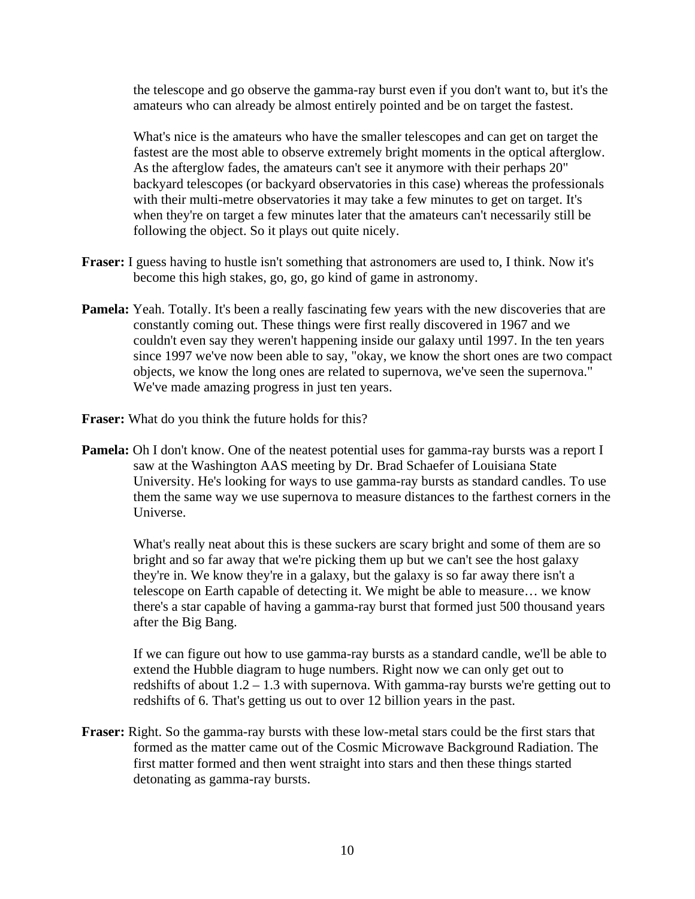the telescope and go observe the gamma-ray burst even if you don't want to, but it's the amateurs who can already be almost entirely pointed and be on target the fastest.

What's nice is the amateurs who have the smaller telescopes and can get on target the fastest are the most able to observe extremely bright moments in the optical afterglow. As the afterglow fades, the amateurs can't see it anymore with their perhaps 20" backyard telescopes (or backyard observatories in this case) whereas the professionals with their multi-metre observatories it may take a few minutes to get on target. It's when they're on target a few minutes later that the amateurs can't necessarily still be following the object. So it plays out quite nicely.

**Fraser:** I guess having to hustle isn't something that astronomers are used to, I think. Now it's become this high stakes, go, go, go kind of game in astronomy.

**Pamela:** Yeah. Totally. It's been a really fascinating few years with the new discoveries that are constantly coming out. These things were first really discovered in 1967 and we couldn't even say they weren't happening inside our galaxy until 1997. In the ten years since 1997 we've now been able to say, "okay, we know the short ones are two compact objects, we know the long ones are related to supernova, we've seen the supernova." We've made amazing progress in just ten years.

**Fraser:** What do you think the future holds for this?

**Pamela:** Oh I don't know. One of the neatest potential uses for gamma-ray bursts was a report I saw at the Washington AAS meeting by Dr. Brad Schaefer of Louisiana State University. He's looking for ways to use gamma-ray bursts as standard candles. To use them the same way we use supernova to measure distances to the farthest corners in the Universe.

What's really neat about this is these suckers are scary bright and some of them are so bright and so far away that we're picking them up but we can't see the host galaxy they're in. We know they're in a galaxy, but the galaxy is so far away there isn't a telescope on Earth capable of detecting it. We might be able to measure… we know there's a star capable of having a gamma-ray burst that formed just 500 thousand years after the Big Bang.

If we can figure out how to use gamma-ray bursts as a standard candle, we'll be able to extend the Hubble diagram to huge numbers. Right now we can only get out to redshifts of about 1.2 – 1.3 with supernova. With gamma-ray bursts we're getting out to redshifts of 6. That's getting us out to over 12 billion years in the past.

**Fraser:** Right. So the gamma-ray bursts with these low-metal stars could be the first stars that formed as the matter came out of the Cosmic Microwave Background Radiation. The first matter formed and then went straight into stars and then these things started detonating as gamma-ray bursts.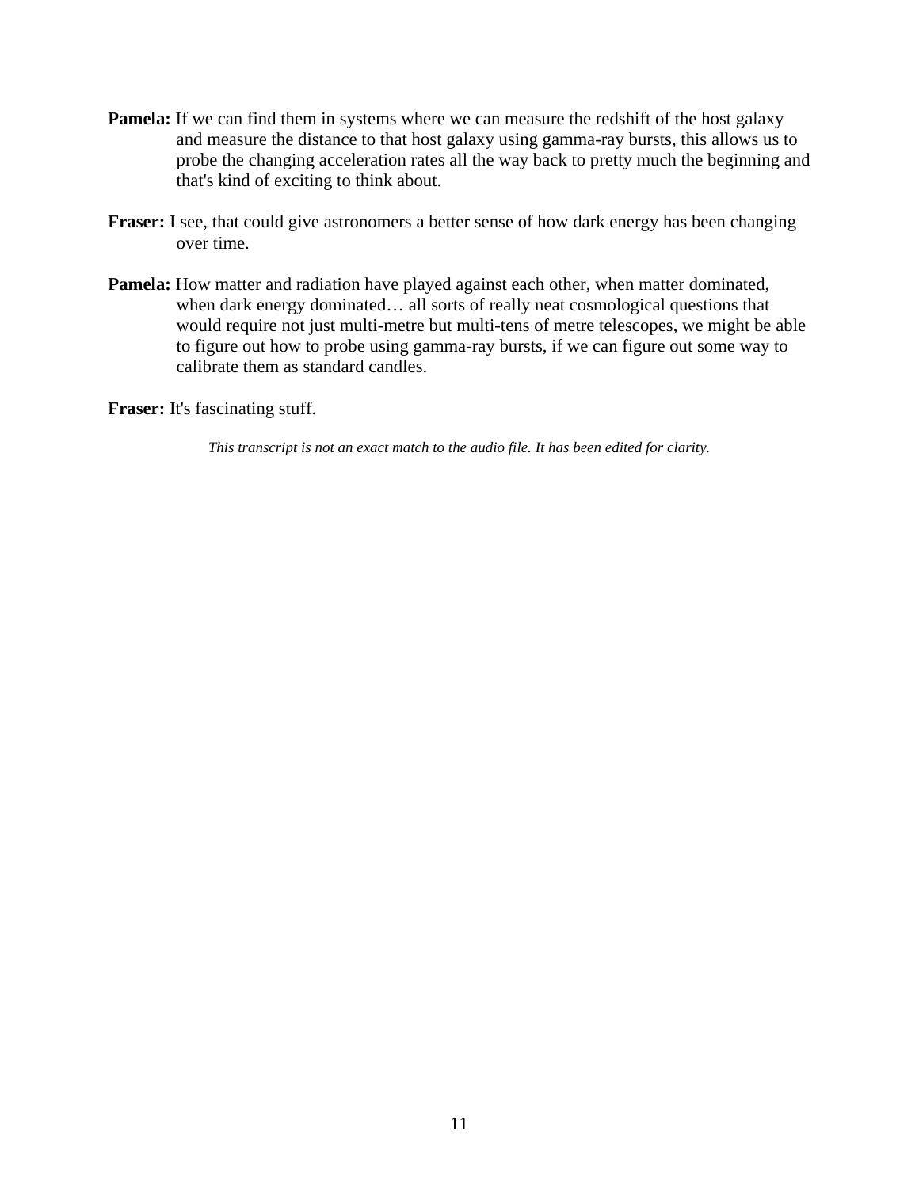**Pamela:** If we can find them in systems where we can measure the redshift of the host galaxy and measure the distance to that host galaxy using gamma-ray bursts, this allows us to probe the changing acceleration rates all the way back to pretty much the beginning and that's kind of exciting to think about.

**Fraser:** I see, that could give astronomers a better sense of how dark energy has been changing over time.

**Pamela:** How matter and radiation have played against each other, when matter dominated, when dark energy dominated… all sorts of really neat cosmological questions that would require not just multi-metre but multi-tens of metre telescopes, we might be able to figure out how to probe using gamma-ray bursts, if we can figure out some way to calibrate them as standard candles.

**Fraser:** It's fascinating stuff.

*This transcript is not an exact match to the audio file. It has been edited for clarity.*